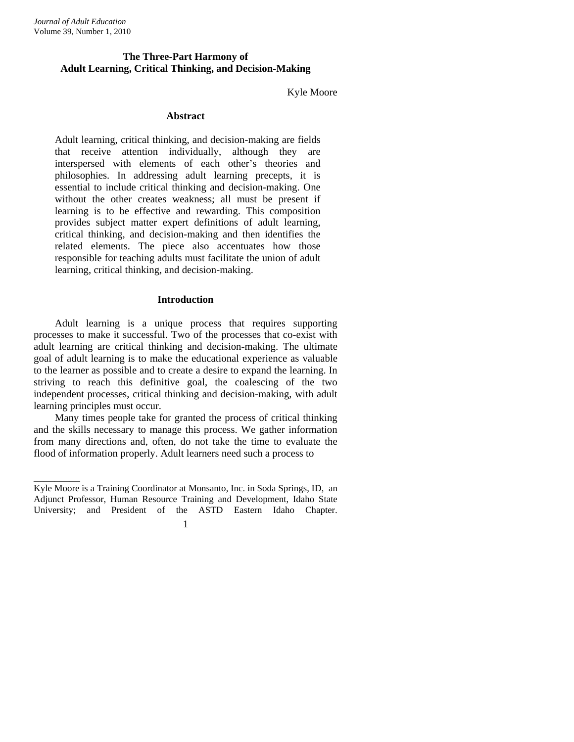# The Three-Part Harmony of Adult Learning, Critical Thinking, and Decision-Making

Kyle Moore

## Abstract

Adult learning, critical thinking, and decision-making are fields that receive attention individually, although they are interspersed with elements of each other's theories and philosophies. In addressing adult learning precepts, it is essential to include critical thinking and decision-making. One without the other creates weakness; all must be present if learning is to be effective and rewarding. This composition provides subject matter expert definitions of adult learning, critical thinking, and decision-making and then identifies the related elements. The piece also accentuates how those responsible for teaching adults must facilitate the union of adult learning, critical thinking, and decision-making.

## Introduction

Adult learning is a unique process that requires supporting processes to make it successful. Two of the processes that co-exist with adult learning are critical thinking and decision-making. The ultimate goal of adult learning is to make the educational experience as valuable to the learner as possible and to create a desire to expand the learning. In striving to reach this definitive goal, the coalescing of the two independent processes, critical thinking and decision-making, with adult learning principles must occur.

Many times people take for granted the process of critical thinking and the skills necessary to manage this process. We gather information from many directions and, often, do not take the time to evaluate the flood of information properly. Adult learners need such a process to

---

Kyle Moore is a Training Coordinator at Monsanto, Inc. in Soda Springs, ID, an Adjunct Professor, Human Resource Training and Development, Idaho State University; and President of the ASTD Eastern Idaho Chapter.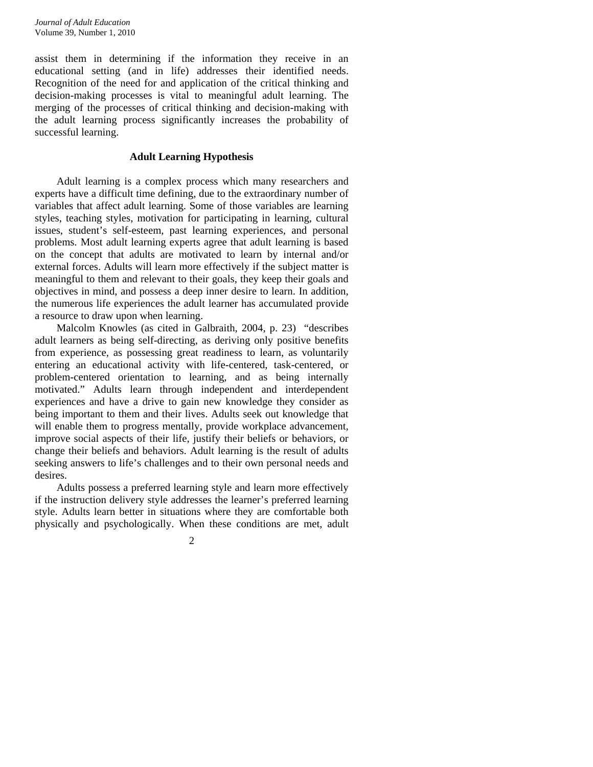assist them in determining if the information they receive in an educational setting (and in life) addresses their identified needs. Recognition of the need for and application of the critical thinking and decision-making processes is vital to meaningful adult learning. The merging of the processes of critical thinking and decision-making with the adult learning process significantly increases the probability of successful learning.

## Adult Learning Hypothesis

Adult learning is a complex process which many researchers and experts have a difficult time defining, due to the extraordinary number of variables that affect adult learning. Some of those variables are learning styles, teaching styles, motivation for participating in learning, cultural issues, student's self-esteem, past learning experiences, and personal problems. Most adult learning experts agree that adult learning is based on the concept that adults are motivated to learn by internal and/or external forces. Adults will learn more effectively if the subject matter is meaningful to them and relevant to their goals, they keep their goals and objectives in mind, and possess a deep inner desire to learn. In addition, the numerous life experiences the adult learner has accumulated provide a resource to draw upon when learning.

Malcolm Knowles (as cited in Galbraith, 2004, p. 23) "describes adult learners as being self-directing, as deriving only positive benefits from experience, as possessing great readiness to learn, as voluntarily entering an educational activity with life-centered, task-centered, or problem-centered orientation to learning, and as being internally motivated." Adults learn through independent and interdependent experiences and have a drive to gain new knowledge they consider as being important to them and their lives. Adults seek out knowledge that will enable them to progress mentally, provide workplace advancement, improve social aspects of their life, justify their beliefs or behaviors, or change their beliefs and behaviors. Adult learning is the result of adults seeking answers to life's challenges and to their own personal needs and desires.

Adults possess a preferred learning style and learn more effectively if the instruction delivery style addresses the learner's preferred learning style. Adults learn better in situations where they are comfortable both physically and psychologically. When these conditions are met, adult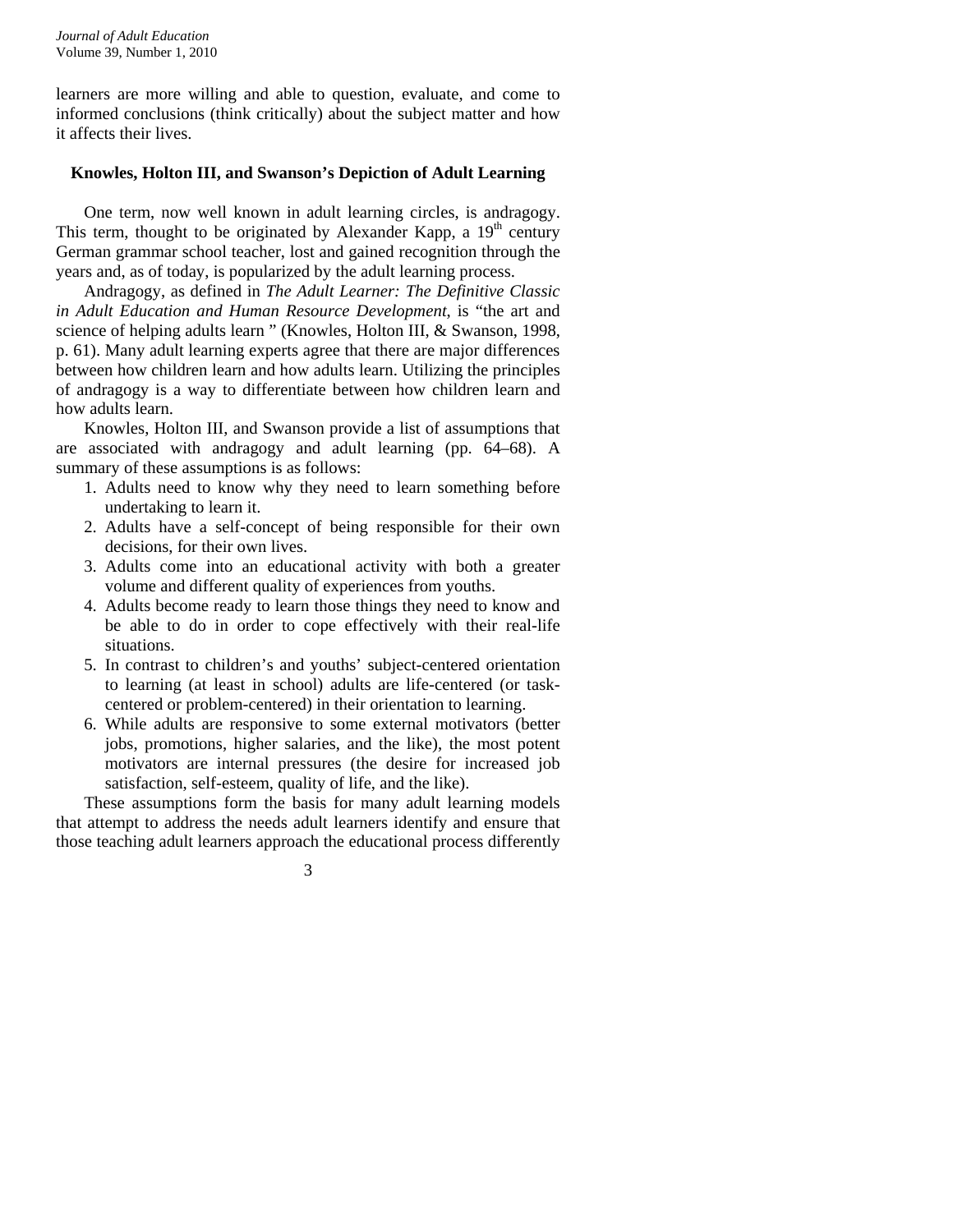learners are more willing and able to question, evaluate, and come to informed conclusions (think critically) about the subject matter and how it affects their lives.

## Knowles, Holton III, and Swanson's Depiction of Adult Learning

One term, now well known in adult learning circles, is andragogy. This term, thought to be originated by Alexander Kapp, a 19th century German grammar school teacher, lost and gained recognition through the years and, as of today, is popularized by the adult learning process.

Andragogy, as defined in *The Adult Learner: The Definitive Classic in Adult Education and Human Resource Development*, is "the art and science of helping adults learn " (Knowles, Holton III, & Swanson, 1998, p. 61). Many adult learning experts agree that there are major differences between how children learn and how adults learn. Utilizing the principles of andragogy is a way to differentiate between how children learn and how adults learn.

Knowles, Holton III, and Swanson provide a list of assumptions that are associated with andragogy and adult learning (pp. 64–68). A summary of these assumptions is as follows:

1. Adults need to know why they need to learn something before undertaking to learn it.
2. Adults have a self-concept of being responsible for their own decisions, for their own lives.
3. Adults come into an educational activity with both a greater volume and different quality of experiences from youths.
4. Adults become ready to learn those things they need to know and be able to do in order to cope effectively with their real-life situations.
5. In contrast to children's and youths' subject-centered orientation to learning (at least in school) adults are life-centered (or task-centered or problem-centered) in their orientation to learning.
6. While adults are responsive to some external motivators (better jobs, promotions, higher salaries, and the like), the most potent motivators are internal pressures (the desire for increased job satisfaction, self-esteem, quality of life, and the like).

These assumptions form the basis for many adult learning models that attempt to address the needs adult learners identify and ensure that those teaching adult learners approach the educational process differently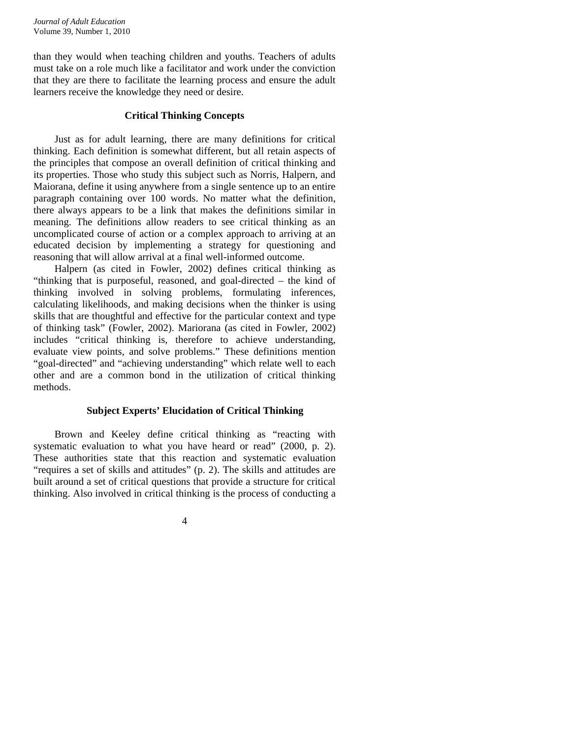than they would when teaching children and youths. Teachers of adults must take on a role much like a facilitator and work under the conviction that they are there to facilitate the learning process and ensure the adult learners receive the knowledge they need or desire.

## Critical Thinking Concepts

Just as for adult learning, there are many definitions for critical thinking. Each definition is somewhat different, but all retain aspects of the principles that compose an overall definition of critical thinking and its properties. Those who study this subject such as Norris, Halpern, and Maiorana, define it using anywhere from a single sentence up to an entire paragraph containing over 100 words. No matter what the definition, there always appears to be a link that makes the definitions similar in meaning. The definitions allow readers to see critical thinking as an uncomplicated course of action or a complex approach to arriving at an educated decision by implementing a strategy for questioning and reasoning that will allow arrival at a final well-informed outcome.

Halpern (as cited in Fowler, 2002) defines critical thinking as "thinking that is purposeful, reasoned, and goal-directed – the kind of thinking involved in solving problems, formulating inferences, calculating likelihoods, and making decisions when the thinker is using skills that are thoughtful and effective for the particular context and type of thinking task" (Fowler, 2002). Mariorana (as cited in Fowler, 2002) includes "critical thinking is, therefore to achieve understanding, evaluate view points, and solve problems." These definitions mention "goal-directed" and "achieving understanding" which relate well to each other and are a common bond in the utilization of critical thinking methods.

## Subject Experts' Elucidation of Critical Thinking

Brown and Keeley define critical thinking as "reacting with systematic evaluation to what you have heard or read" (2000, p. 2). These authorities state that this reaction and systematic evaluation "requires a set of skills and attitudes" (p. 2). The skills and attitudes are built around a set of critical questions that provide a structure for critical thinking. Also involved in critical thinking is the process of conducting a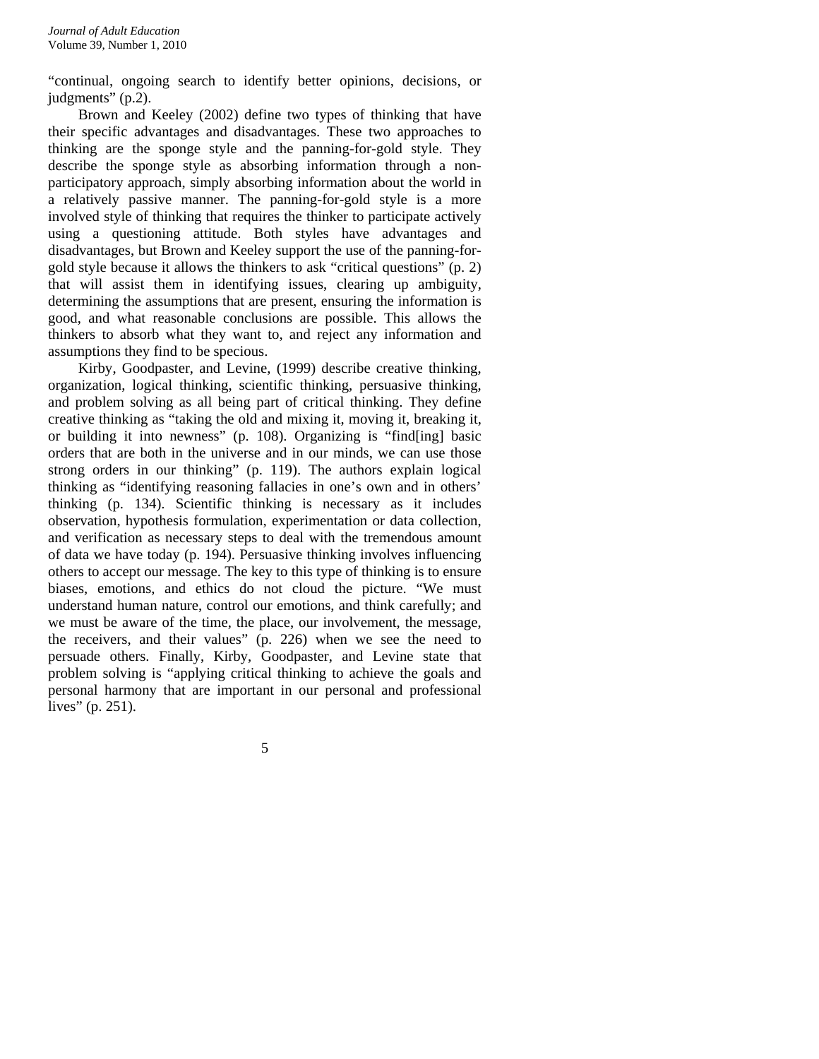"continual, ongoing search to identify better opinions, decisions, or judgments" (p.2).

Brown and Keeley (2002) define two types of thinking that have their specific advantages and disadvantages. These two approaches to thinking are the sponge style and the panning-for-gold style. They describe the sponge style as absorbing information through a non-participatory approach, simply absorbing information about the world in a relatively passive manner. The panning-for-gold style is a more involved style of thinking that requires the thinker to participate actively using a questioning attitude. Both styles have advantages and disadvantages, but Brown and Keeley support the use of the panning-for-gold style because it allows the thinkers to ask "critical questions" (p. 2) that will assist them in identifying issues, clearing up ambiguity, determining the assumptions that are present, ensuring the information is good, and what reasonable conclusions are possible. This allows the thinkers to absorb what they want to, and reject any information and assumptions they find to be specious.

Kirby, Goodpaster, and Levine, (1999) describe creative thinking, organization, logical thinking, scientific thinking, persuasive thinking, and problem solving as all being part of critical thinking. They define creative thinking as "taking the old and mixing it, moving it, breaking it, or building it into newness" (p. 108). Organizing is "find[ing] basic orders that are both in the universe and in our minds, we can use those strong orders in our thinking" (p. 119). The authors explain logical thinking as "identifying reasoning fallacies in one's own and in others' thinking (p. 134). Scientific thinking is necessary as it includes observation, hypothesis formulation, experimentation or data collection, and verification as necessary steps to deal with the tremendous amount of data we have today (p. 194). Persuasive thinking involves influencing others to accept our message. The key to this type of thinking is to ensure biases, emotions, and ethics do not cloud the picture. "We must understand human nature, control our emotions, and think carefully; and we must be aware of the time, the place, our involvement, the message, the receivers, and their values" (p. 226) when we see the need to persuade others. Finally, Kirby, Goodpaster, and Levine state that problem solving is "applying critical thinking to achieve the goals and personal harmony that are important in our personal and professional lives" (p. 251).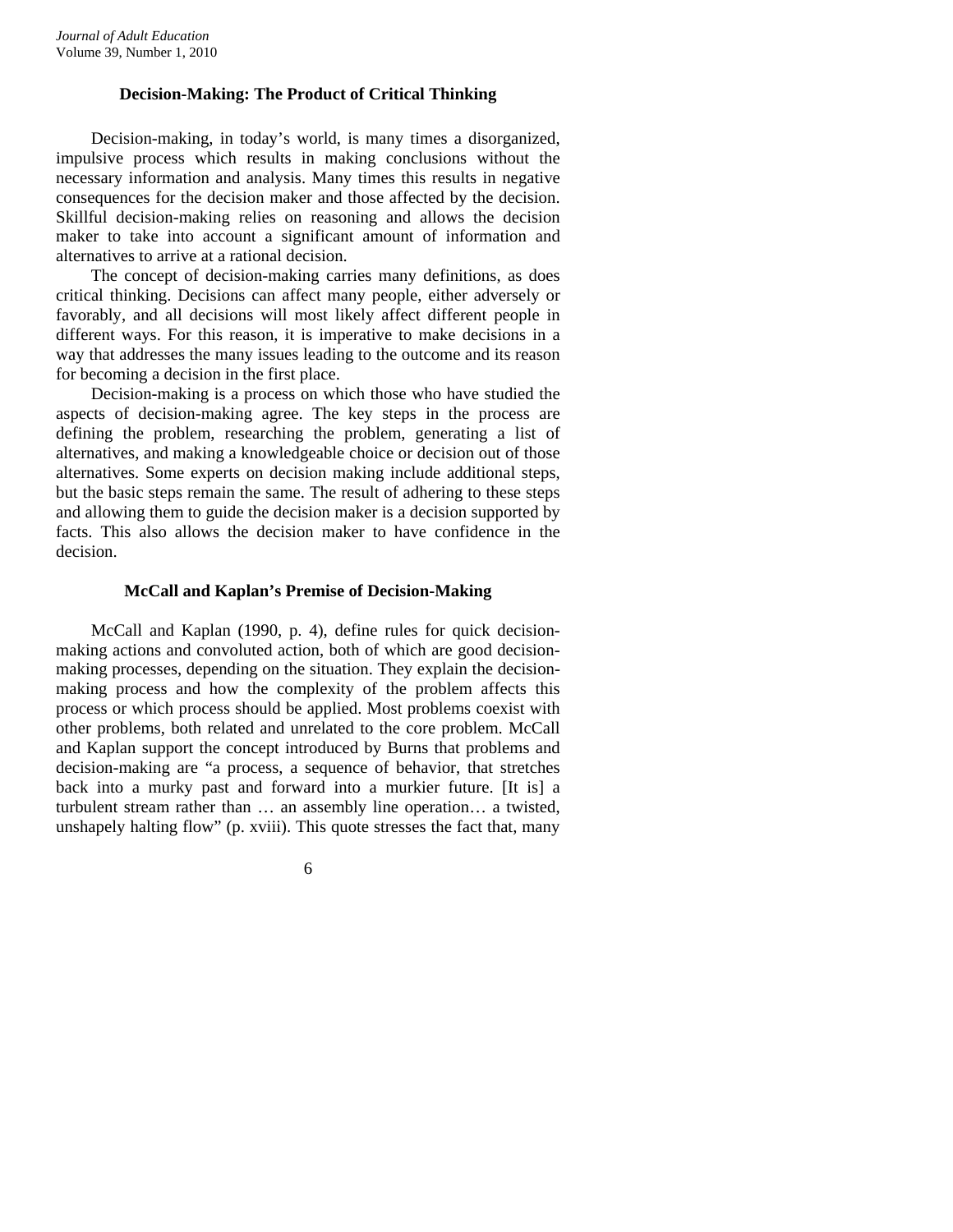## Decision-Making: The Product of Critical Thinking

Decision-making, in today's world, is many times a disorganized, impulsive process which results in making conclusions without the necessary information and analysis. Many times this results in negative consequences for the decision maker and those affected by the decision. Skillful decision-making relies on reasoning and allows the decision maker to take into account a significant amount of information and alternatives to arrive at a rational decision.

The concept of decision-making carries many definitions, as does critical thinking. Decisions can affect many people, either adversely or favorably, and all decisions will most likely affect different people in different ways. For this reason, it is imperative to make decisions in a way that addresses the many issues leading to the outcome and its reason for becoming a decision in the first place.

Decision-making is a process on which those who have studied the aspects of decision-making agree. The key steps in the process are defining the problem, researching the problem, generating a list of alternatives, and making a knowledgeable choice or decision out of those alternatives. Some experts on decision making include additional steps, but the basic steps remain the same. The result of adhering to these steps and allowing them to guide the decision maker is a decision supported by facts. This also allows the decision maker to have confidence in the decision.

## McCall and Kaplan's Premise of Decision-Making

McCall and Kaplan (1990, p. 4), define rules for quick decision-making actions and convoluted action, both of which are good decision-making processes, depending on the situation. They explain the decision-making process and how the complexity of the problem affects this process or which process should be applied. Most problems coexist with other problems, both related and unrelated to the core problem. McCall and Kaplan support the concept introduced by Burns that problems and decision-making are "a process, a sequence of behavior, that stretches back into a murky past and forward into a murkier future. [It is] a turbulent stream rather than … an assembly line operation… a twisted, unshapely halting flow" (p. xviii). This quote stresses the fact that, many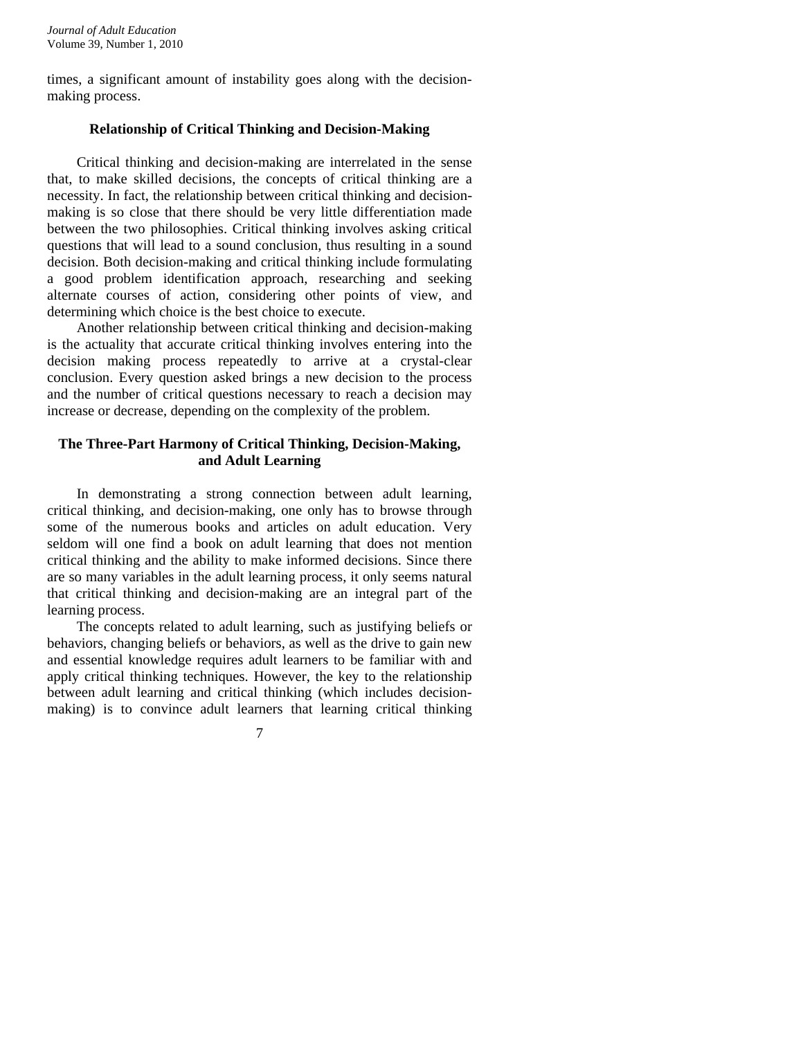times, a significant amount of instability goes along with the decision-making process.

## Relationship of Critical Thinking and Decision-Making

Critical thinking and decision-making are interrelated in the sense that, to make skilled decisions, the concepts of critical thinking are a necessity. In fact, the relationship between critical thinking and decision-making is so close that there should be very little differentiation made between the two philosophies. Critical thinking involves asking critical questions that will lead to a sound conclusion, thus resulting in a sound decision. Both decision-making and critical thinking include formulating a good problem identification approach, researching and seeking alternate courses of action, considering other points of view, and determining which choice is the best choice to execute.

Another relationship between critical thinking and decision-making is the actuality that accurate critical thinking involves entering into the decision making process repeatedly to arrive at a crystal-clear conclusion. Every question asked brings a new decision to the process and the number of critical questions necessary to reach a decision may increase or decrease, depending on the complexity of the problem.

## The Three-Part Harmony of Critical Thinking, Decision-Making, and Adult Learning

In demonstrating a strong connection between adult learning, critical thinking, and decision-making, one only has to browse through some of the numerous books and articles on adult education. Very seldom will one find a book on adult learning that does not mention critical thinking and the ability to make informed decisions. Since there are so many variables in the adult learning process, it only seems natural that critical thinking and decision-making are an integral part of the learning process.

The concepts related to adult learning, such as justifying beliefs or behaviors, changing beliefs or behaviors, as well as the drive to gain new and essential knowledge requires adult learners to be familiar with and apply critical thinking techniques. However, the key to the relationship between adult learning and critical thinking (which includes decision-making) is to convince adult learners that learning critical thinking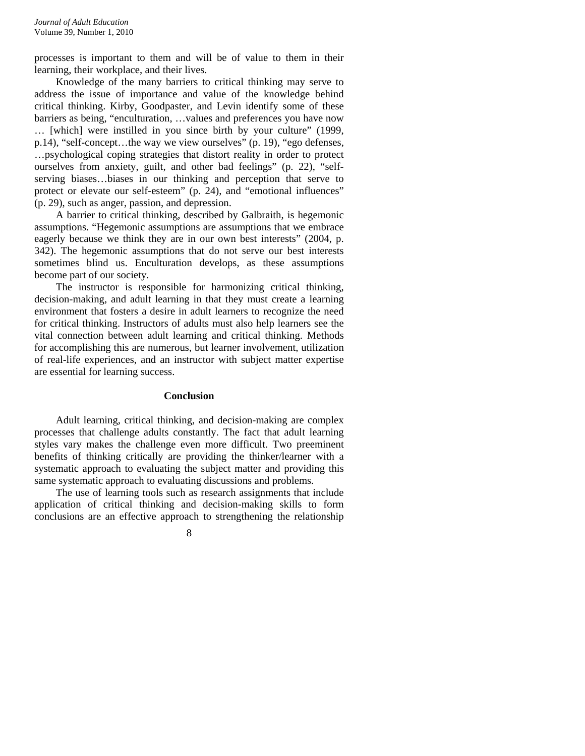processes is important to them and will be of value to them in their learning, their workplace, and their lives.

Knowledge of the many barriers to critical thinking may serve to address the issue of importance and value of the knowledge behind critical thinking. Kirby, Goodpaster, and Levin identify some of these barriers as being, "enculturation, …values and preferences you have now … [which] were instilled in you since birth by your culture" (1999, p.14), "self-concept…the way we view ourselves" (p. 19), "ego defenses, …psychological coping strategies that distort reality in order to protect ourselves from anxiety, guilt, and other bad feelings" (p. 22), "self-serving biases…biases in our thinking and perception that serve to protect or elevate our self-esteem" (p. 24), and "emotional influences" (p. 29), such as anger, passion, and depression.

A barrier to critical thinking, described by Galbraith, is hegemonic assumptions. "Hegemonic assumptions are assumptions that we embrace eagerly because we think they are in our own best interests" (2004, p. 342). The hegemonic assumptions that do not serve our best interests sometimes blind us. Enculturation develops, as these assumptions become part of our society.

The instructor is responsible for harmonizing critical thinking, decision-making, and adult learning in that they must create a learning environment that fosters a desire in adult learners to recognize the need for critical thinking. Instructors of adults must also help learners see the vital connection between adult learning and critical thinking. Methods for accomplishing this are numerous, but learner involvement, utilization of real-life experiences, and an instructor with subject matter expertise are essential for learning success.

## Conclusion

Adult learning, critical thinking, and decision-making are complex processes that challenge adults constantly. The fact that adult learning styles vary makes the challenge even more difficult. Two preeminent benefits of thinking critically are providing the thinker/learner with a systematic approach to evaluating the subject matter and providing this same systematic approach to evaluating discussions and problems.

The use of learning tools such as research assignments that include application of critical thinking and decision-making skills to form conclusions are an effective approach to strengthening the relationship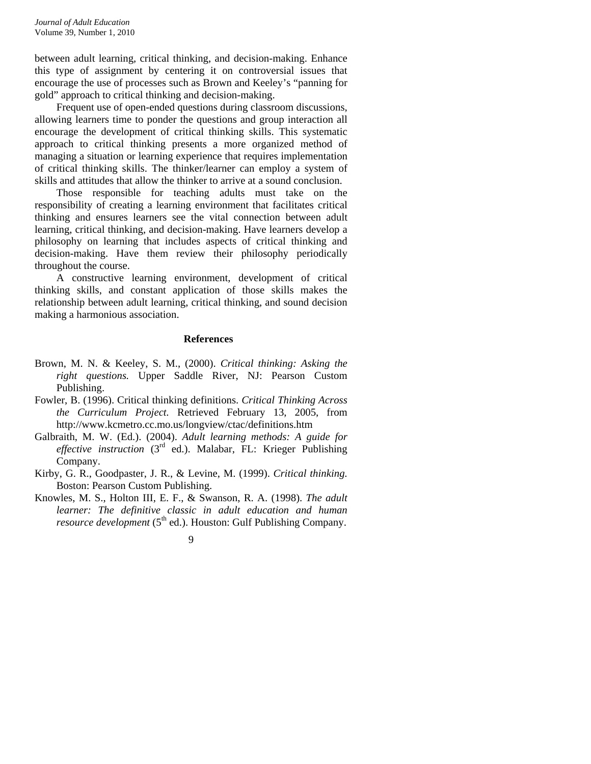between adult learning, critical thinking, and decision-making. Enhance this type of assignment by centering it on controversial issues that encourage the use of processes such as Brown and Keeley's "panning for gold" approach to critical thinking and decision-making.

Frequent use of open-ended questions during classroom discussions, allowing learners time to ponder the questions and group interaction all encourage the development of critical thinking skills. This systematic approach to critical thinking presents a more organized method of managing a situation or learning experience that requires implementation of critical thinking skills. The thinker/learner can employ a system of skills and attitudes that allow the thinker to arrive at a sound conclusion.

Those responsible for teaching adults must take on the responsibility of creating a learning environment that facilitates critical thinking and ensures learners see the vital connection between adult learning, critical thinking, and decision-making. Have learners develop a philosophy on learning that includes aspects of critical thinking and decision-making. Have them review their philosophy periodically throughout the course.

A constructive learning environment, development of critical thinking skills, and constant application of those skills makes the relationship between adult learning, critical thinking, and sound decision making a harmonious association.

## References

Brown, M. N. & Keeley, S. M., (2000). *Critical thinking: Asking the right questions.* Upper Saddle River, NJ: Pearson Custom Publishing.

Fowler, B. (1996). Critical thinking definitions. *Critical Thinking Across the Curriculum Project.* Retrieved February 13, 2005, from http://www.kcmetro.cc.mo.us/longview/ctac/definitions.htm

Galbraith, M. W. (Ed.). (2004). *Adult learning methods: A guide for effective instruction* (3rd ed.). Malabar, FL: Krieger Publishing Company.

Kirby, G. R., Goodpaster, J. R., & Levine, M. (1999). *Critical thinking.* Boston: Pearson Custom Publishing.

Knowles, M. S., Holton III, E. F., & Swanson, R. A. (1998). *The adult learner: The definitive classic in adult education and human resource development* (5th ed.). Houston: Gulf Publishing Company.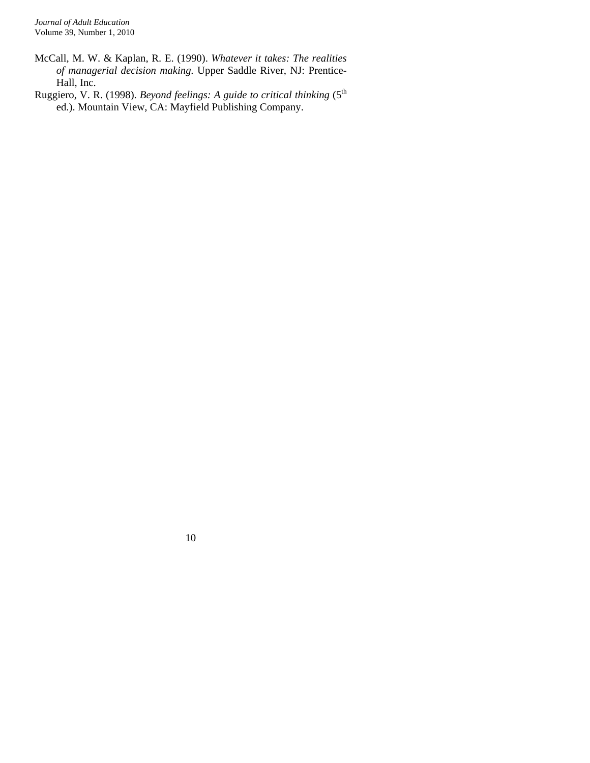McCall, M. W. & Kaplan, R. E. (1990). *Whatever it takes: The realities of managerial decision making.* Upper Saddle River, NJ: Prentice-Hall, Inc.

Ruggiero, V. R. (1998). *Beyond feelings: A guide to critical thinking* (5th ed.). Mountain View, CA: Mayfield Publishing Company.